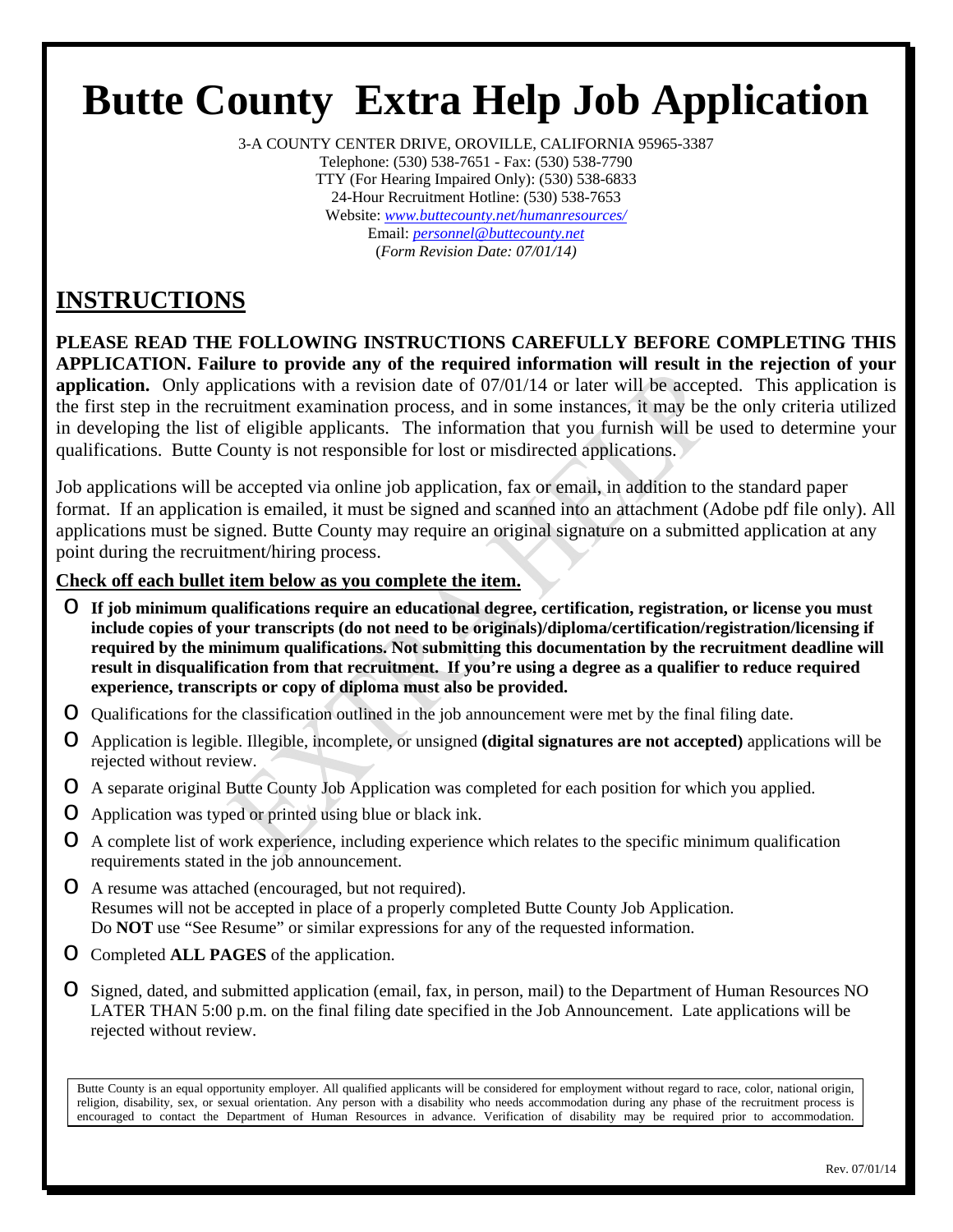# Butte County Extra Help Job Application

3-A COUNTY CENTER DRIVE, OROVILLE, CALIFORNIA 95965-3387
Telephone: (530) 538-7651 - Fax: (530) 538-7790
TTY (For Hearing Impaired Only): (530) 538-6833
24-Hour Recruitment Hotline: (530) 538-7653
Website: www.buttecounty.net/humanresources/
Email: personnel@buttecounty.net
(*Form Revision Date: 07/01/14)*

## INSTRUCTIONS

**PLEASE READ THE FOLLOWING INSTRUCTIONS CAREFULLY BEFORE COMPLETING THIS APPLICATION. Failure to provide any of the required information will result in the rejection of your application.** Only applications with a revision date of 07/01/14 or later will be accepted. This application is the first step in the recruitment examination process, and in some instances, it may be the only criteria utilized in developing the list of eligible applicants. The information that you furnish will be used to determine your qualifications. Butte County is not responsible for lost or misdirected applications.

Job applications will be accepted via online job application, fax or email, in addition to the standard paper format. If an application is emailed, it must be signed and scanned into an attachment (Adobe pdf file only). All applications must be signed. Butte County may require an original signature on a submitted application at any point during the recruitment/hiring process.

**Check off each bullet item below as you complete the item.**

- **If job minimum qualifications require an educational degree, certification, registration, or license you must include copies of your transcripts (do not need to be originals)/diploma/certification/registration/licensing if required by the minimum qualifications. Not submitting this documentation by the recruitment deadline will result in disqualification from that recruitment. If you're using a degree as a qualifier to reduce required experience, transcripts or copy of diploma must also be provided.**
- Qualifications for the classification outlined in the job announcement were met by the final filing date.
- Application is legible. Illegible, incomplete, or unsigned **(digital signatures are not accepted)** applications will be rejected without review.
- A separate original Butte County Job Application was completed for each position for which you applied.
- Application was typed or printed using blue or black ink.
- A complete list of work experience, including experience which relates to the specific minimum qualification requirements stated in the job announcement.
- A resume was attached (encouraged, but not required).
  Resumes will not be accepted in place of a properly completed Butte County Job Application.
  Do **NOT** use "See Resume" or similar expressions for any of the requested information.
- Completed **ALL PAGES** of the application.
- Signed, dated, and submitted application (email, fax, in person, mail) to the Department of Human Resources NO LATER THAN 5:00 p.m. on the final filing date specified in the Job Announcement. Late applications will be rejected without review.

Butte County is an equal opportunity employer. All qualified applicants will be considered for employment without regard to race, color, national origin, religion, disability, sex, or sexual orientation. Any person with a disability who needs accommodation during any phase of the recruitment process is encouraged to contact the Department of Human Resources in advance. Verification of disability may be required prior to accommodation.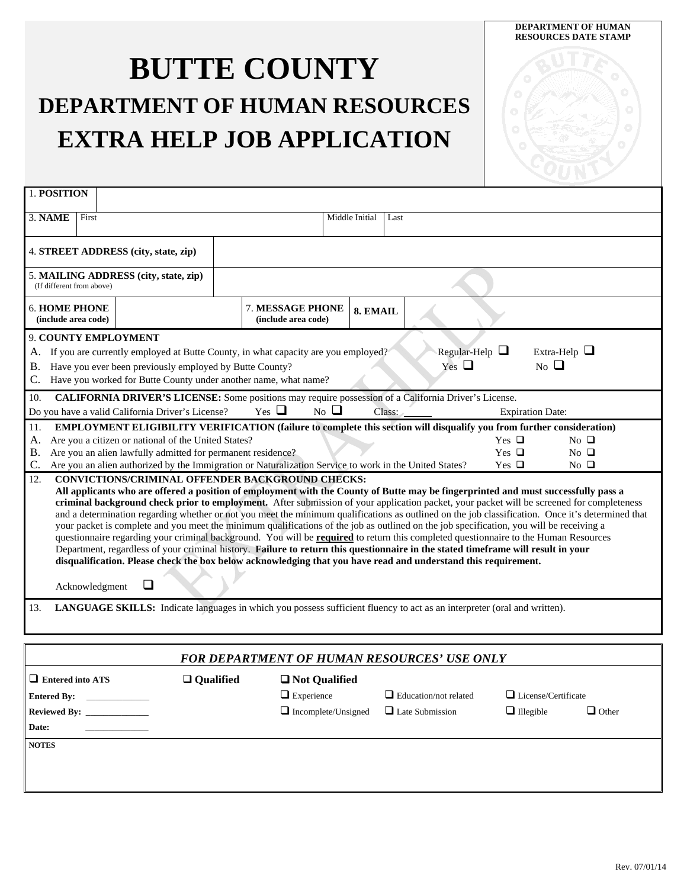# BUTTE COUNTY

## DEPARTMENT OF HUMAN RESOURCES

## EXTRA HELP JOB APPLICATION

**DEPARTMENT OF HUMAN RESOURCES DATE STAMP**

| 1. **POSITION** | | | | |
|---|---|---|---|---|
| 3. **NAME** | First | | Middle Initial | Last |
| 4. **STREET ADDRESS (city, state, zip)** | | | | |
| 5. **MAILING ADDRESS (city, state, zip)** (If different from above) | | | | |
| 6. **HOME PHONE** (include area code) | | 7. **MESSAGE PHONE** (include area code) | | 8. **EMAIL** |

9. **COUNTY EMPLOYMENT**

A. If you are currently employed at Butte County, in what capacity are you employed? Regular-Help ☐ Extra-Help ☐

B. Have you ever been previously employed by Butte County? Yes ☐ No ☐

C. Have you worked for Butte County under another name, what name?

10. **CALIFORNIA DRIVER'S LICENSE:** Some positions may require possession of a California Driver's License.

Do you have a valid California Driver's License? Yes ☐ No ☐ Class: _____ Expiration Date:

11. **EMPLOYMENT ELIGIBILITY VERIFICATION (failure to complete this section will disqualify you from further consideration)**

A. Are you a citizen or national of the United States? Yes ☐ No ☐

B. Are you an alien lawfully admitted for permanent residence? Yes ☐ No ☐

C. Are you an alien authorized by the Immigration or Naturalization Service to work in the United States? Yes ☐ No ☐

12. **CONVICTIONS/CRIMINAL OFFENDER BACKGROUND CHECKS:**

**All applicants who are offered a position of employment with the County of Butte may be fingerprinted and must successfully pass a criminal background check prior to employment.** After submission of your application packet, your packet will be screened for completeness and a determination regarding whether or not you meet the minimum qualifications as outlined on the job classification. Once it's determined that your packet is complete and you meet the minimum qualifications of the job as outlined on the job specification, you will be receiving a questionnaire regarding your criminal background. You will be **required** to return this completed questionnaire to the Human Resources Department, regardless of your criminal history. **Failure to return this questionnaire in the stated timeframe will result in your disqualification. Please check the box below acknowledging that you have read and understand this requirement.**

Acknowledgment ☐

13. **LANGUAGE SKILLS:** Indicate languages in which you possess sufficient fluency to act as an interpreter (oral and written).

***FOR DEPARTMENT OF HUMAN RESOURCES' USE ONLY***

| ☐ **Entered into ATS** | ☐ **Qualified** | ☐ **Not Qualified** | | | |
|---|---|---|---|---|---|
| **Entered By:** _____________ | | ☐ Experience | ☐ Education/not related | ☐ License/Certificate | |
| **Reviewed By:** _____________ | | ☐ Incomplete/Unsigned | ☐ Late Submission | ☐ Illegible | ☐ Other |
| **Date:** _____________ | | | | | |

**NOTES**

Rev. 07/01/14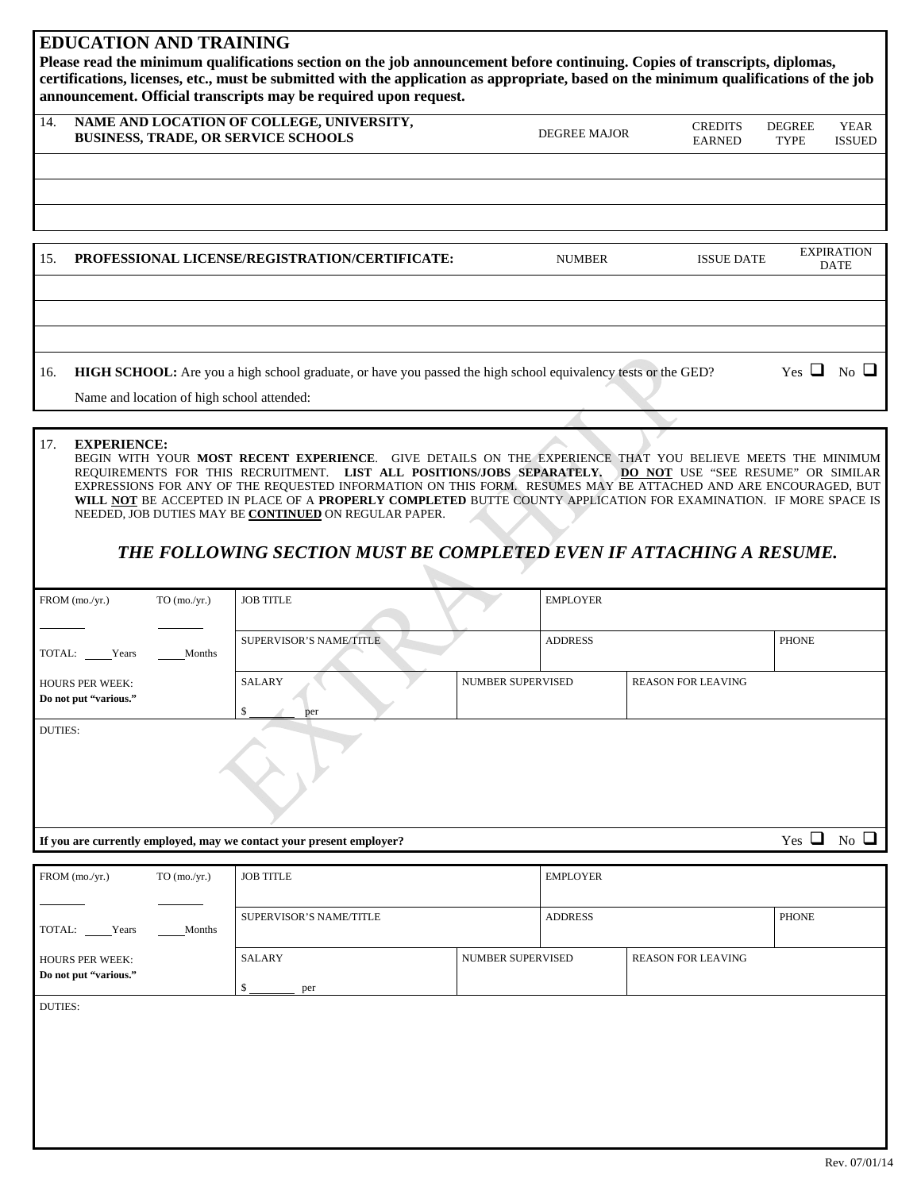## EDUCATION AND TRAINING

**Please read the minimum qualifications section on the job announcement before continuing. Copies of transcripts, diplomas, certifications, licenses, etc., must be submitted with the application as appropriate, based on the minimum qualifications of the job announcement. Official transcripts may be required upon request.**

| 14. | NAME AND LOCATION OF COLLEGE, UNIVERSITY, BUSINESS, TRADE, OR SERVICE SCHOOLS | DEGREE MAJOR | CREDITS EARNED | DEGREE TYPE | YEAR ISSUED |
|---|---|---|---|---|---|
| | | | | | |
| | | | | | |
| | | | | | |

| 15. | PROFESSIONAL LICENSE/REGISTRATION/CERTIFICATE: | NUMBER | ISSUE DATE | EXPIRATION DATE |
|---|---|---|---|---|
| | | | | |
| | | | | |
| | | | | |

16. **HIGH SCHOOL:** Are you a high school graduate, or have you passed the high school equivalency tests or the GED? Yes ☐ No ☐

Name and location of high school attended:

17. **EXPERIENCE:**

BEGIN WITH YOUR **MOST RECENT EXPERIENCE**. GIVE DETAILS ON THE EXPERIENCE THAT YOU BELIEVE MEETS THE MINIMUM REQUIREMENTS FOR THIS RECRUITMENT. **LIST ALL POSITIONS/JOBS SEPARATELY.** **DO NOT** USE "SEE RESUME" OR SIMILAR EXPRESSIONS FOR ANY OF THE REQUESTED INFORMATION ON THIS FORM. RESUMES MAY BE ATTACHED AND ARE ENCOURAGED, BUT **WILL NOT** BE ACCEPTED IN PLACE OF A **PROPERLY COMPLETED** BUTTE COUNTY APPLICATION FOR EXAMINATION. IF MORE SPACE IS NEEDED, JOB DUTIES MAY BE **CONTINUED** ON REGULAR PAPER.

***THE FOLLOWING SECTION MUST BE COMPLETED EVEN IF ATTACHING A RESUME.***

| FROM (mo./yr.) ______ TO (mo./yr.) ______ | JOB TITLE | | EMPLOYER | |
|---|---|---|---|---|
| TOTAL: ____ Years ____ Months | SUPERVISOR'S NAME/TITLE | | ADDRESS | PHONE |
| HOURS PER WEEK: **Do not put "various."** | SALARY $ ______ per | NUMBER SUPERVISED | REASON FOR LEAVING | |
| DUTIES: | | | | |

**If you are currently employed, may we contact your present employer?** Yes ☐ No ☐

| FROM (mo./yr.) ______ TO (mo./yr.) ______ | JOB TITLE | | EMPLOYER | |
|---|---|---|---|---|
| TOTAL: ____ Years ____ Months | SUPERVISOR'S NAME/TITLE | | ADDRESS | PHONE |
| HOURS PER WEEK: **Do not put "various."** | SALARY $ ______ per | NUMBER SUPERVISED | REASON FOR LEAVING | |
| DUTIES: | | | | |

Rev. 07/01/14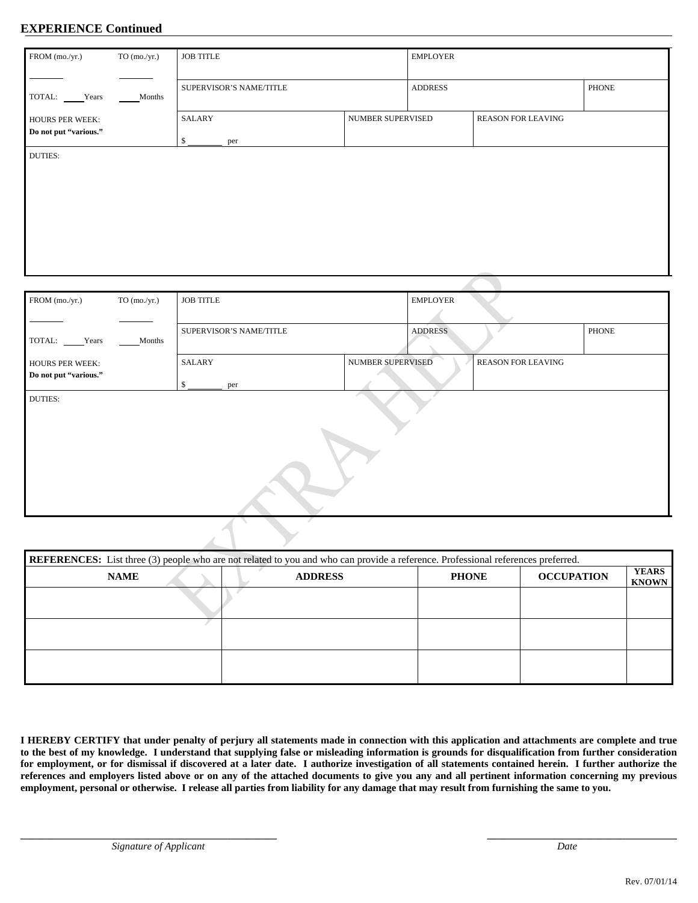## EXPERIENCE Continued

| | | | | | |
|---|---|---|---|---|---|
| FROM (mo./yr.) ______ TO (mo./yr.) ______ | JOB TITLE | | EMPLOYER | | |
| TOTAL: ____ Years ____ Months | SUPERVISOR'S NAME/TITLE | | ADDRESS | | PHONE |
| HOURS PER WEEK: **Do not put "various."** | SALARY $ ________ per | NUMBER SUPERVISED | REASON FOR LEAVING | | |
| DUTIES: | | | | | |

| | | | | | |
|---|---|---|---|---|---|
| FROM (mo./yr.) ______ TO (mo./yr.) ______ | JOB TITLE | | EMPLOYER | | |
| TOTAL: ____ Years ____ Months | SUPERVISOR'S NAME/TITLE | | ADDRESS | | PHONE |
| HOURS PER WEEK: **Do not put "various."** | SALARY $ ________ per | NUMBER SUPERVISED | REASON FOR LEAVING | | |
| DUTIES: | | | | | |

**REFERENCES:** List three (3) people who are not related to you and who can provide a reference. Professional references preferred.

| NAME | ADDRESS | PHONE | OCCUPATION | YEARS KNOWN |
|---|---|---|---|---|
| | | | | |
| | | | | |
| | | | | |

**I HEREBY CERTIFY that under penalty of perjury all statements made in connection with this application and attachments are complete and true to the best of my knowledge. I understand that supplying false or misleading information is grounds for disqualification from further consideration for employment, or for dismissal if discovered at a later date. I authorize investigation of all statements contained herein. I further authorize the references and employers listed above or on any of the attached documents to give you any and all pertinent information concerning my previous employment, personal or otherwise. I release all parties from liability for any damage that may result from furnishing the same to you.**

_________________________________ *Signature of Applicant*

_________________________________ *Date*

Rev. 07/01/14